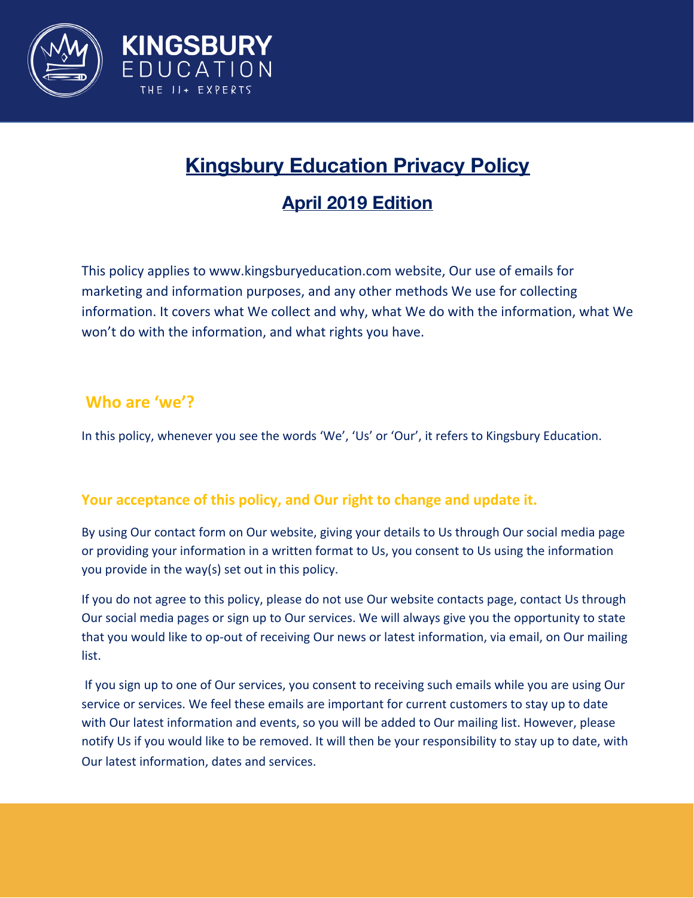KINGSBURY EDUCATION

THE 11+ EXPERTS

# Kingsbury Education Privacy Policy

## April 2019 Edition

This policy applies to www.kingsburyeducation.com website, Our use of emails for marketing and information purposes, and any other methods We use for collecting information. It covers what We collect and why, what We do with the information, what We won't do with the information, and what rights you have.

### Who are 'we'?

In this policy, whenever you see the words 'We', 'Us' or 'Our', it refers to Kingsbury Education.

### Your acceptance of this policy, and Our right to change and update it.

By using Our contact form on Our website, giving your details to Us through Our social media page or providing your information in a written format to Us, you consent to Us using the information you provide in the way(s) set out in this policy.

If you do not agree to this policy, please do not use Our website contacts page, contact Us through Our social media pages or sign up to Our services. We will always give you the opportunity to state that you would like to op-out of receiving Our news or latest information, via email, on Our mailing list.

If you sign up to one of Our services, you consent to receiving such emails while you are using Our service or services. We feel these emails are important for current customers to stay up to date with Our latest information and events, so you will be added to Our mailing list. However, please notify Us if you would like to be removed. It will then be your responsibility to stay up to date, with Our latest information, dates and services.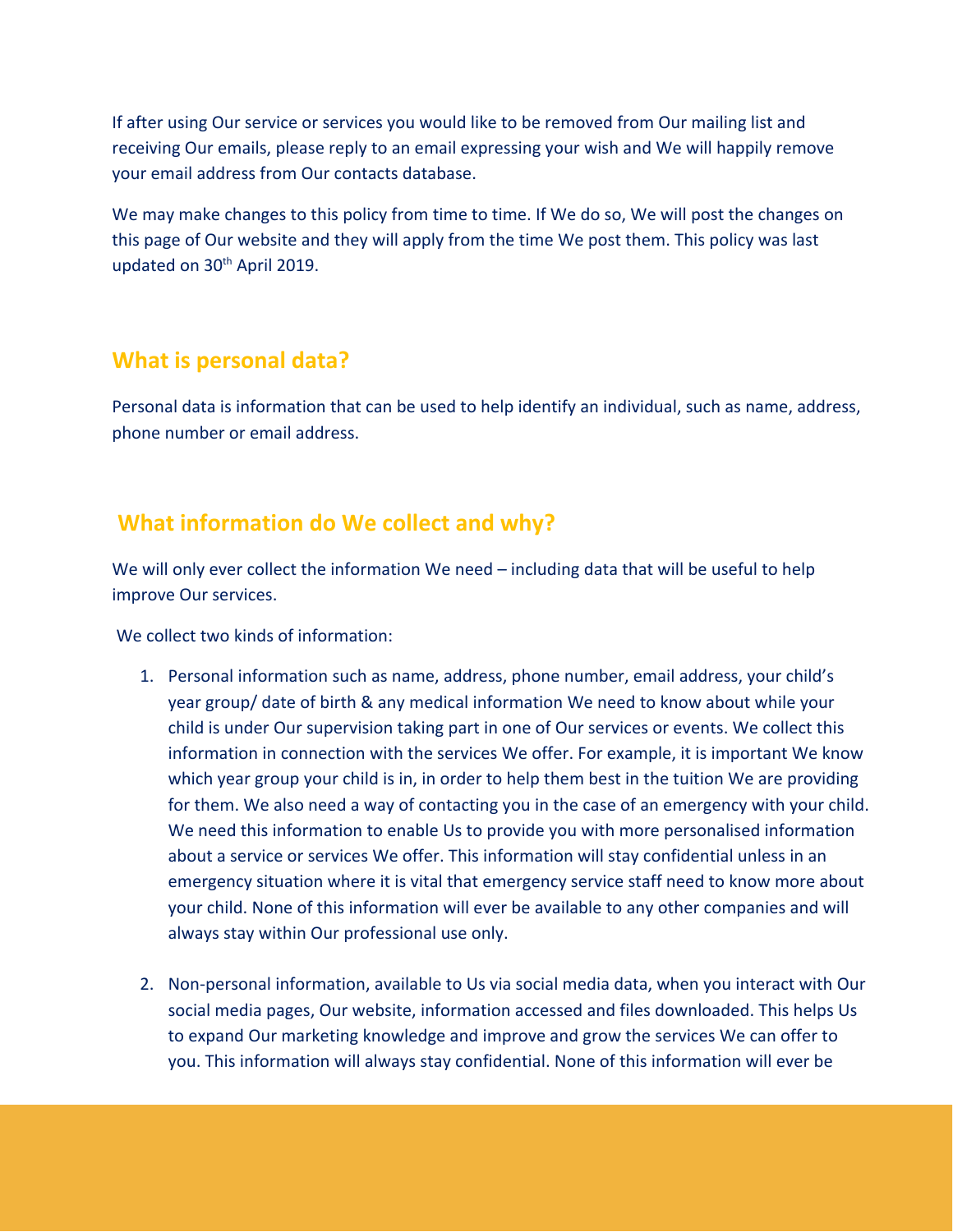If after using Our service or services you would like to be removed from Our mailing list and receiving Our emails, please reply to an email expressing your wish and We will happily remove your email address from Our contacts database.

We may make changes to this policy from time to time. If We do so, We will post the changes on this page of Our website and they will apply from the time We post them. This policy was last updated on 30th April 2019.

## What is personal data?

Personal data is information that can be used to help identify an individual, such as name, address, phone number or email address.

## What information do We collect and why?

We will only ever collect the information We need – including data that will be useful to help improve Our services.

We collect two kinds of information:

1. Personal information such as name, address, phone number, email address, your child's year group/ date of birth & any medical information We need to know about while your child is under Our supervision taking part in one of Our services or events. We collect this information in connection with the services We offer. For example, it is important We know which year group your child is in, in order to help them best in the tuition We are providing for them. We also need a way of contacting you in the case of an emergency with your child. We need this information to enable Us to provide you with more personalised information about a service or services We offer. This information will stay confidential unless in an emergency situation where it is vital that emergency service staff need to know more about your child. None of this information will ever be available to any other companies and will always stay within Our professional use only.

2. Non-personal information, available to Us via social media data, when you interact with Our social media pages, Our website, information accessed and files downloaded. This helps Us to expand Our marketing knowledge and improve and grow the services We can offer to you. This information will always stay confidential. None of this information will ever be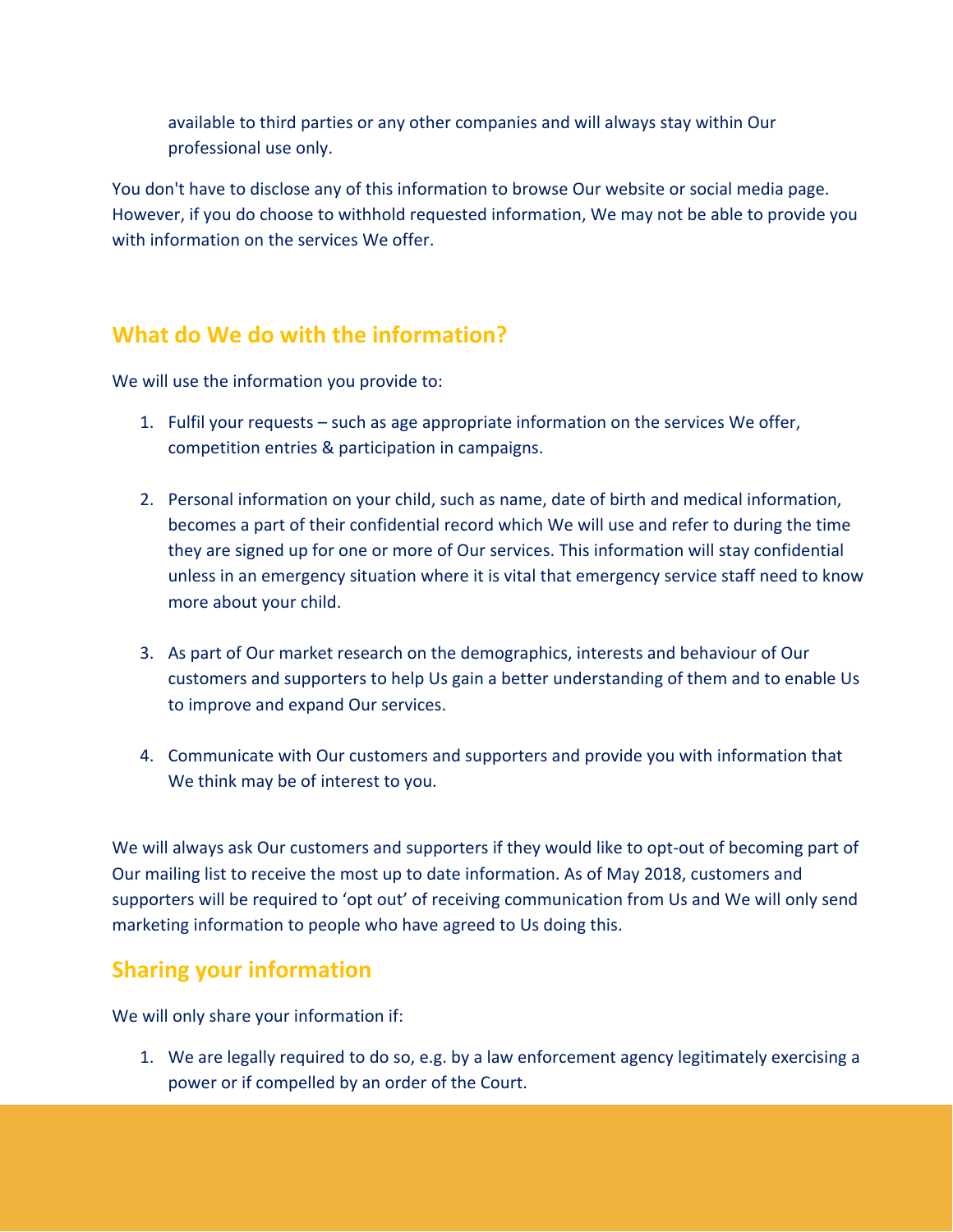available to third parties or any other companies and will always stay within Our professional use only.

You don't have to disclose any of this information to browse Our website or social media page. However, if you do choose to withhold requested information, We may not be able to provide you with information on the services We offer.

## What do We do with the information?

We will use the information you provide to:

1. Fulfil your requests – such as age appropriate information on the services We offer, competition entries & participation in campaigns.

2. Personal information on your child, such as name, date of birth and medical information, becomes a part of their confidential record which We will use and refer to during the time they are signed up for one or more of Our services. This information will stay confidential unless in an emergency situation where it is vital that emergency service staff need to know more about your child.

3. As part of Our market research on the demographics, interests and behaviour of Our customers and supporters to help Us gain a better understanding of them and to enable Us to improve and expand Our services.

4. Communicate with Our customers and supporters and provide you with information that We think may be of interest to you.

We will always ask Our customers and supporters if they would like to opt-out of becoming part of Our mailing list to receive the most up to date information. As of May 2018, customers and supporters will be required to 'opt out' of receiving communication from Us and We will only send marketing information to people who have agreed to Us doing this.

## Sharing your information

We will only share your information if:

1. We are legally required to do so, e.g. by a law enforcement agency legitimately exercising a power or if compelled by an order of the Court.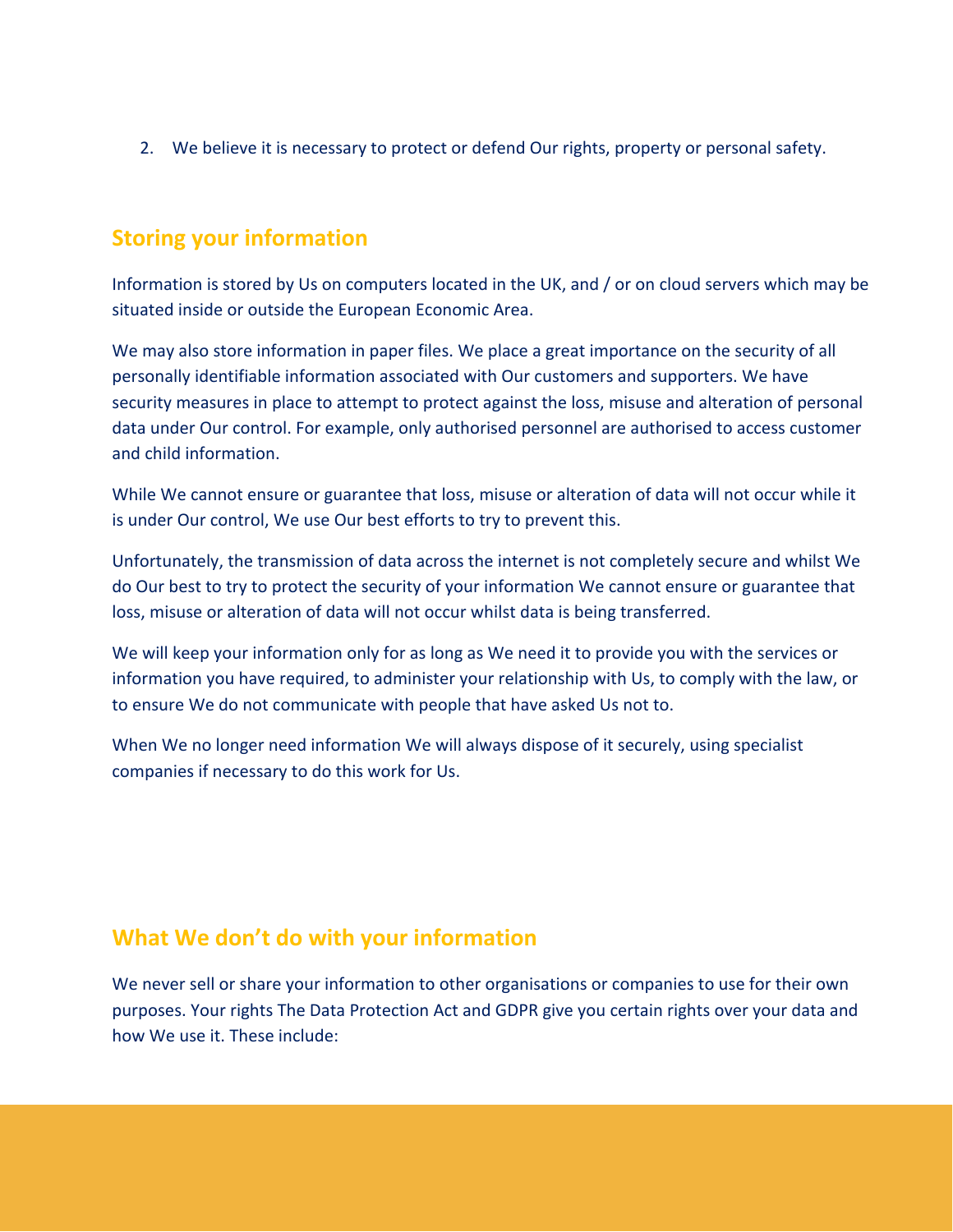2. We believe it is necessary to protect or defend Our rights, property or personal safety.

## Storing your information

Information is stored by Us on computers located in the UK, and / or on cloud servers which may be situated inside or outside the European Economic Area.

We may also store information in paper files. We place a great importance on the security of all personally identifiable information associated with Our customers and supporters. We have security measures in place to attempt to protect against the loss, misuse and alteration of personal data under Our control. For example, only authorised personnel are authorised to access customer and child information.

While We cannot ensure or guarantee that loss, misuse or alteration of data will not occur while it is under Our control, We use Our best efforts to try to prevent this.

Unfortunately, the transmission of data across the internet is not completely secure and whilst We do Our best to try to protect the security of your information We cannot ensure or guarantee that loss, misuse or alteration of data will not occur whilst data is being transferred.

We will keep your information only for as long as We need it to provide you with the services or information you have required, to administer your relationship with Us, to comply with the law, or to ensure We do not communicate with people that have asked Us not to.

When We no longer need information We will always dispose of it securely, using specialist companies if necessary to do this work for Us.

## What We don't do with your information

We never sell or share your information to other organisations or companies to use for their own purposes. Your rights The Data Protection Act and GDPR give you certain rights over your data and how We use it. These include: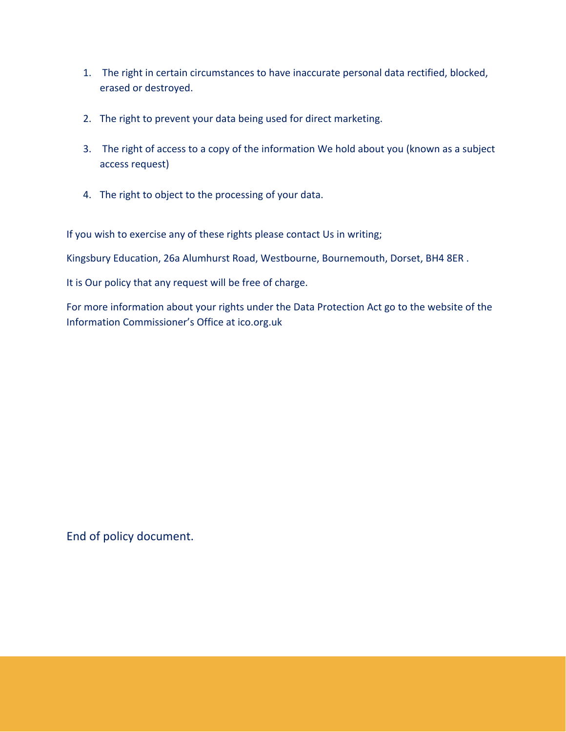1. The right in certain circumstances to have inaccurate personal data rectified, blocked, erased or destroyed.

2. The right to prevent your data being used for direct marketing.

3. The right of access to a copy of the information We hold about you (known as a subject access request)

4. The right to object to the processing of your data.

If you wish to exercise any of these rights please contact Us in writing;

Kingsbury Education, 26a Alumhurst Road, Westbourne, Bournemouth, Dorset, BH4 8ER .

It is Our policy that any request will be free of charge.

For more information about your rights under the Data Protection Act go to the website of the Information Commissioner's Office at ico.org.uk

End of policy document.